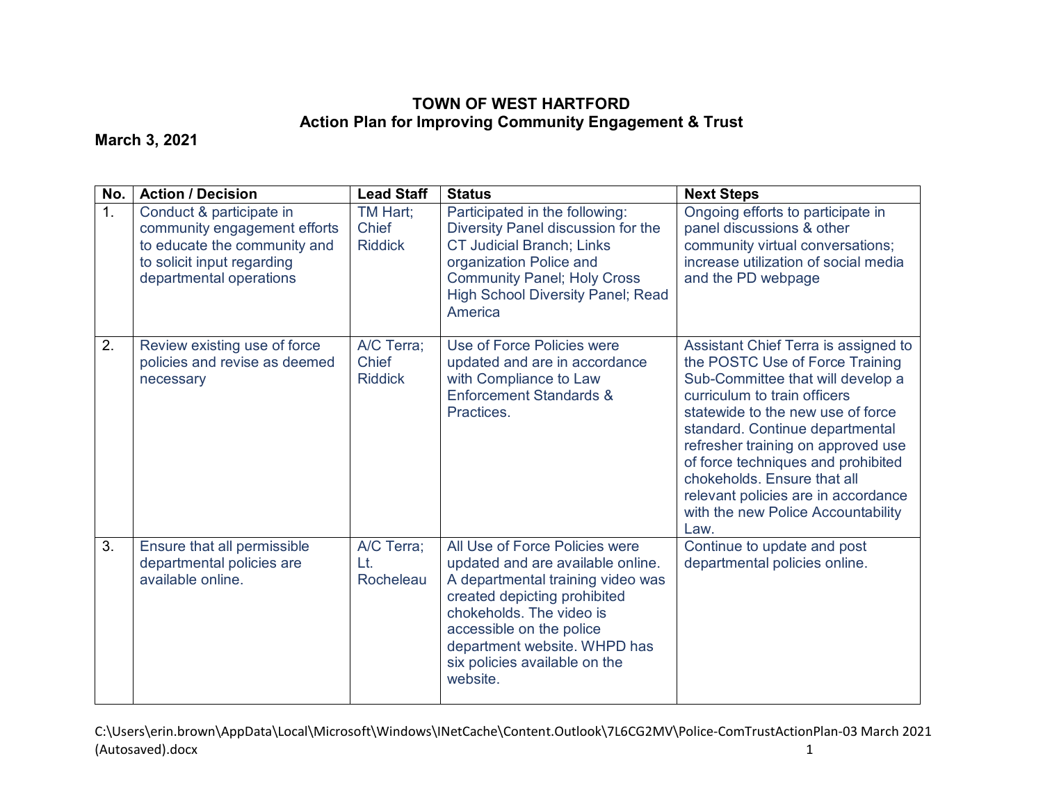# TOWN OF WEST HARTFORD
## Action Plan for Improving Community Engagement & Trust

**March 3, 2021**

| No. | Action / Decision | Lead Staff | Status | Next Steps |
|---|---|---|---|---|
| 1. | Conduct & participate in community engagement efforts to educate the community and to solicit input regarding departmental operations | TM Hart; Chief Riddick | Participated in the following: Diversity Panel discussion for the CT Judicial Branch; Links organization Police and Community Panel; Holy Cross High School Diversity Panel; Read America | Ongoing efforts to participate in panel discussions & other community virtual conversations; increase utilization of social media and the PD webpage |
| 2. | Review existing use of force policies and revise as deemed necessary | A/C Terra; Chief Riddick | Use of Force Policies were updated and are in accordance with Compliance to Law Enforcement Standards & Practices. | Assistant Chief Terra is assigned to the POSTC Use of Force Training Sub-Committee that will develop a curriculum to train officers statewide to the new use of force standard. Continue departmental refresher training on approved use of force techniques and prohibited chokeholds. Ensure that all relevant policies are in accordance with the new Police Accountability Law. |
| 3. | Ensure that all permissible departmental policies are available online. | A/C Terra; Lt. Rocheleau | All Use of Force Policies were updated and are available online. A departmental training video was created depicting prohibited chokeholds. The video is accessible on the police department website. WHPD has six policies available on the website. | Continue to update and post departmental policies online. |

C:\Users\erin.brown\AppData\Local\Microsoft\Windows\INetCache\Content.Outlook\7L6CG2MV\Police-ComTrustActionPlan-03 March 2021 (Autosaved).docx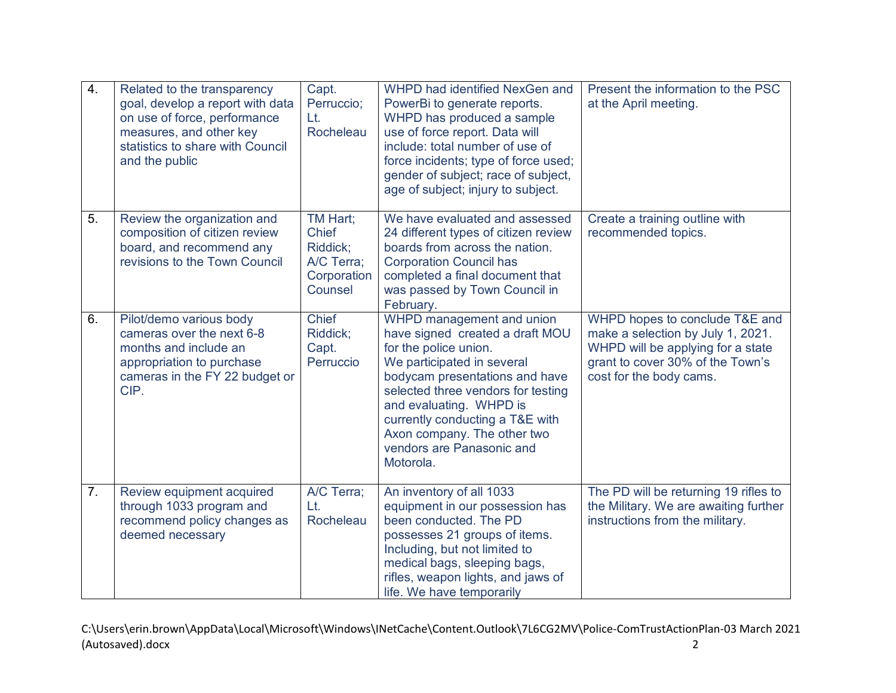| 4. | Related to the transparency goal, develop a report with data on use of force, performance measures, and other key statistics to share with Council and the public | Capt. Perruccio; Lt. Rocheleau | WHPD had identified NexGen and PowerBi to generate reports. WHPD has produced a sample use of force report. Data will include: total number of use of force incidents; type of force used; gender of subject; race of subject, age of subject; injury to subject. | Present the information to the PSC at the April meeting. |
|---|---|---|---|---|
| 5. | Review the organization and composition of citizen review board, and recommend any revisions to the Town Council | TM Hart; Chief Riddick; A/C Terra; Corporation Counsel | We have evaluated and assessed 24 different types of citizen review boards from across the nation. Corporation Council has completed a final document that was passed by Town Council in February. | Create a training outline with recommended topics. |
| 6. | Pilot/demo various body cameras over the next 6-8 months and include an appropriation to purchase cameras in the FY 22 budget or CIP. | Chief Riddick; Capt. Perruccio | WHPD management and union have signed created a draft MOU for the police union. We participated in several bodycam presentations and have selected three vendors for testing and evaluating. WHPD is currently conducting a T&E with Axon company. The other two vendors are Panasonic and Motorola. | WHPD hopes to conclude T&E and make a selection by July 1, 2021. WHPD will be applying for a state grant to cover 30% of the Town's cost for the body cams. |
| 7. | Review equipment acquired through 1033 program and recommend policy changes as deemed necessary | A/C Terra; Lt. Rocheleau | An inventory of all 1033 equipment in our possession has been conducted. The PD possesses 21 groups of items. Including, but not limited to medical bags, sleeping bags, rifles, weapon lights, and jaws of life. We have temporarily | The PD will be returning 19 rifles to the Military. We are awaiting further instructions from the military. |

C:\Users\erin.brown\AppData\Local\Microsoft\Windows\INetCache\Content.Outlook\7L6CG2MV\Police-ComTrustActionPlan-03 March 2021 (Autosaved).docx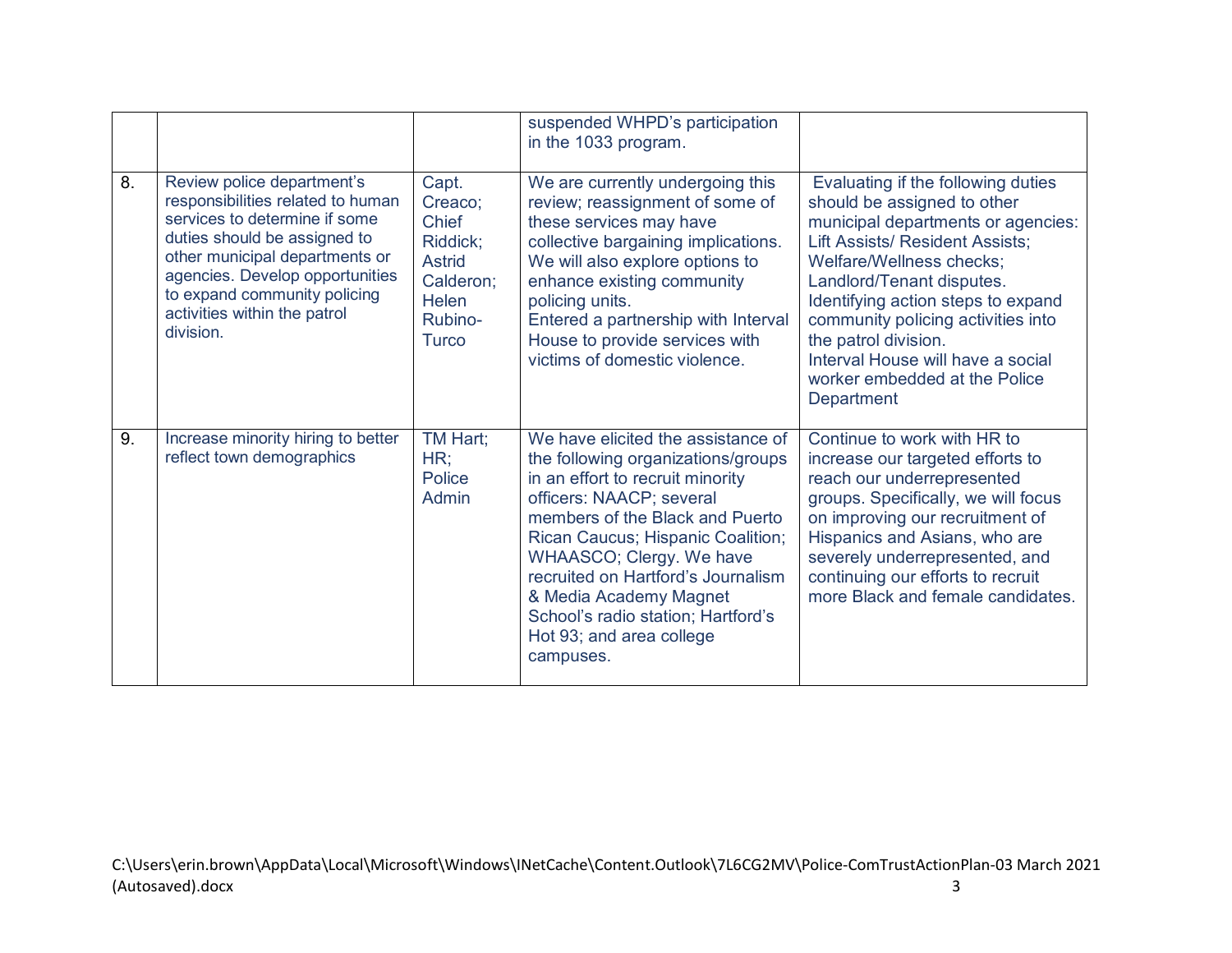| | | | | |
|---|---|---|---|---|
| | | | suspended WHPD's participation in the 1033 program. | |
| 8. | Review police department's responsibilities related to human services to determine if some duties should be assigned to other municipal departments or agencies. Develop opportunities to expand community policing activities within the patrol division. | Capt. Creaco; Chief Riddick; Astrid Calderon; Helen Rubino-Turco | We are currently undergoing this review; reassignment of some of these services may have collective bargaining implications. We will also explore options to enhance existing community policing units.<br>Entered a partnership with Interval House to provide services with victims of domestic violence. | Evaluating if the following duties should be assigned to other municipal departments or agencies: Lift Assists/ Resident Assists; Welfare/Wellness checks; Landlord/Tenant disputes.<br>Identifying action steps to expand community policing activities into the patrol division.<br>Interval House will have a social worker embedded at the Police Department |
| 9. | Increase minority hiring to better reflect town demographics | TM Hart; HR; Police Admin | We have elicited the assistance of the following organizations/groups in an effort to recruit minority officers: NAACP; several members of the Black and Puerto Rican Caucus; Hispanic Coalition; WHAASCO; Clergy. We have recruited on Hartford's Journalism & Media Academy Magnet School's radio station; Hartford's Hot 93; and area college campuses. | Continue to work with HR to increase our targeted efforts to reach our underrepresented groups. Specifically, we will focus on improving our recruitment of Hispanics and Asians, who are severely underrepresented, and continuing our efforts to recruit more Black and female candidates. |